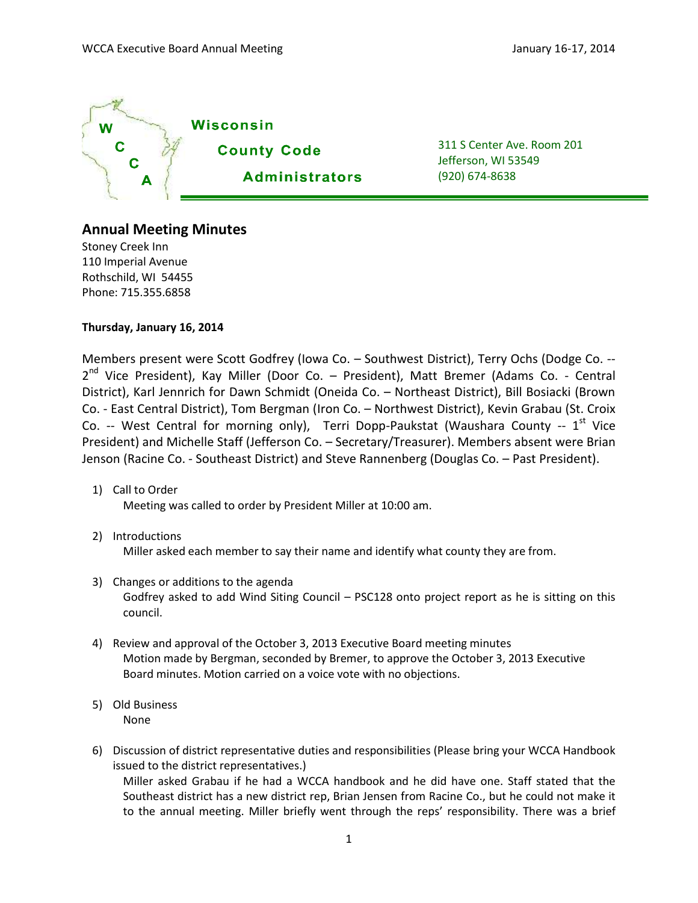Wisconsin County Code Administrators

311 S Center Ave. Room 201
Jefferson, WI 53549
(920) 674-8638

## Annual Meeting Minutes

Stoney Creek Inn
110 Imperial Avenue
Rothschild, WI 54455
Phone: 715.355.6858

**Thursday, January 16, 2014**

Members present were Scott Godfrey (Iowa Co. – Southwest District), Terry Ochs (Dodge Co. -- 2nd Vice President), Kay Miller (Door Co. – President), Matt Bremer (Adams Co. - Central District), Karl Jennrich for Dawn Schmidt (Oneida Co. – Northeast District), Bill Bosiacki (Brown Co. - East Central District), Tom Bergman (Iron Co. – Northwest District), Kevin Grabau (St. Croix Co. -- West Central for morning only), Terri Dopp-Paukstat (Waushara County -- 1st Vice President) and Michelle Staff (Jefferson Co. – Secretary/Treasurer). Members absent were Brian Jenson (Racine Co. - Southeast District) and Steve Rannenberg (Douglas Co. – Past President).

1) Call to Order
   Meeting was called to order by President Miller at 10:00 am.

2) Introductions
   Miller asked each member to say their name and identify what county they are from.

3) Changes or additions to the agenda
   Godfrey asked to add Wind Siting Council – PSC128 onto project report as he is sitting on this council.

4) Review and approval of the October 3, 2013 Executive Board meeting minutes
   Motion made by Bergman, seconded by Bremer, to approve the October 3, 2013 Executive Board minutes. Motion carried on a voice vote with no objections.

5) Old Business
   None

6) Discussion of district representative duties and responsibilities (Please bring your WCCA Handbook issued to the district representatives.)
   Miller asked Grabau if he had a WCCA handbook and he did have one. Staff stated that the Southeast district has a new district rep, Brian Jensen from Racine Co., but he could not make it to the annual meeting. Miller briefly went through the reps' responsibility. There was a brief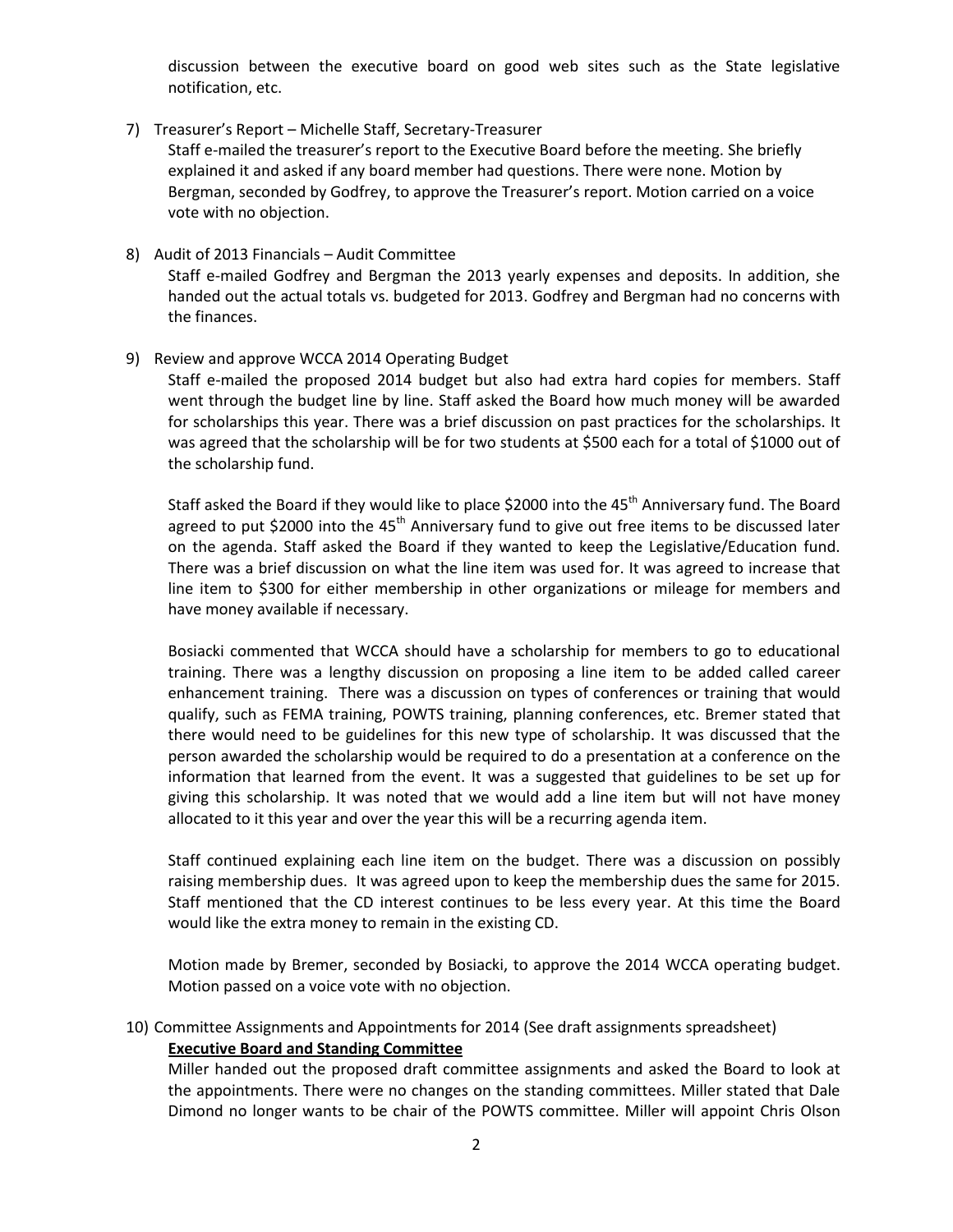discussion between the executive board on good web sites such as the State legislative notification, etc.

7) Treasurer's Report – Michelle Staff, Secretary-Treasurer

   Staff e-mailed the treasurer's report to the Executive Board before the meeting. She briefly explained it and asked if any board member had questions. There were none. Motion by Bergman, seconded by Godfrey, to approve the Treasurer's report. Motion carried on a voice vote with no objection.

8) Audit of 2013 Financials – Audit Committee

   Staff e-mailed Godfrey and Bergman the 2013 yearly expenses and deposits. In addition, she handed out the actual totals vs. budgeted for 2013. Godfrey and Bergman had no concerns with the finances.

9) Review and approve WCCA 2014 Operating Budget

   Staff e-mailed the proposed 2014 budget but also had extra hard copies for members. Staff went through the budget line by line. Staff asked the Board how much money will be awarded for scholarships this year. There was a brief discussion on past practices for the scholarships. It was agreed that the scholarship will be for two students at $500 each for a total of $1000 out of the scholarship fund.

   Staff asked the Board if they would like to place $2000 into the 45th Anniversary fund. The Board agreed to put $2000 into the 45th Anniversary fund to give out free items to be discussed later on the agenda. Staff asked the Board if they wanted to keep the Legislative/Education fund. There was a brief discussion on what the line item was used for. It was agreed to increase that line item to $300 for either membership in other organizations or mileage for members and have money available if necessary.

   Bosiacki commented that WCCA should have a scholarship for members to go to educational training. There was a lengthy discussion on proposing a line item to be added called career enhancement training. There was a discussion on types of conferences or training that would qualify, such as FEMA training, POWTS training, planning conferences, etc. Bremer stated that there would need to be guidelines for this new type of scholarship. It was discussed that the person awarded the scholarship would be required to do a presentation at a conference on the information that learned from the event. It was a suggested that guidelines to be set up for giving this scholarship. It was noted that we would add a line item but will not have money allocated to it this year and over the year this will be a recurring agenda item.

   Staff continued explaining each line item on the budget. There was a discussion on possibly raising membership dues. It was agreed upon to keep the membership dues the same for 2015. Staff mentioned that the CD interest continues to be less every year. At this time the Board would like the extra money to remain in the existing CD.

   Motion made by Bremer, seconded by Bosiacki, to approve the 2014 WCCA operating budget. Motion passed on a voice vote with no objection.

10) Committee Assignments and Appointments for 2014 (See draft assignments spreadsheet)

   **Executive Board and Standing Committee**

   Miller handed out the proposed draft committee assignments and asked the Board to look at the appointments. There were no changes on the standing committees. Miller stated that Dale Dimond no longer wants to be chair of the POWTS committee. Miller will appoint Chris Olson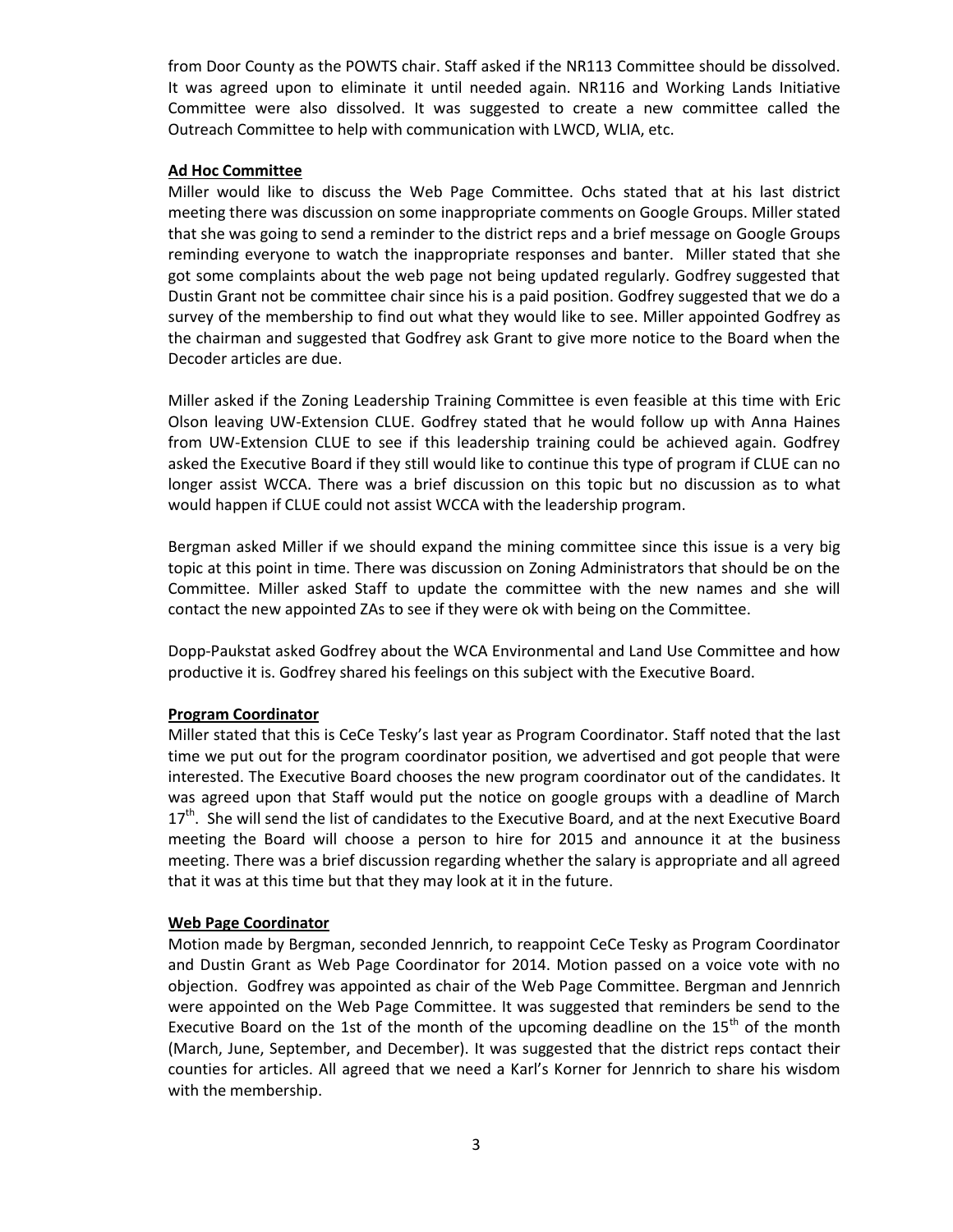from Door County as the POWTS chair. Staff asked if the NR113 Committee should be dissolved. It was agreed upon to eliminate it until needed again. NR116 and Working Lands Initiative Committee were also dissolved. It was suggested to create a new committee called the Outreach Committee to help with communication with LWCD, WLIA, etc.

**Ad Hoc Committee**

Miller would like to discuss the Web Page Committee. Ochs stated that at his last district meeting there was discussion on some inappropriate comments on Google Groups. Miller stated that she was going to send a reminder to the district reps and a brief message on Google Groups reminding everyone to watch the inappropriate responses and banter. Miller stated that she got some complaints about the web page not being updated regularly. Godfrey suggested that Dustin Grant not be committee chair since his is a paid position. Godfrey suggested that we do a survey of the membership to find out what they would like to see. Miller appointed Godfrey as the chairman and suggested that Godfrey ask Grant to give more notice to the Board when the Decoder articles are due.

Miller asked if the Zoning Leadership Training Committee is even feasible at this time with Eric Olson leaving UW-Extension CLUE. Godfrey stated that he would follow up with Anna Haines from UW-Extension CLUE to see if this leadership training could be achieved again. Godfrey asked the Executive Board if they still would like to continue this type of program if CLUE can no longer assist WCCA. There was a brief discussion on this topic but no discussion as to what would happen if CLUE could not assist WCCA with the leadership program.

Bergman asked Miller if we should expand the mining committee since this issue is a very big topic at this point in time. There was discussion on Zoning Administrators that should be on the Committee. Miller asked Staff to update the committee with the new names and she will contact the new appointed ZAs to see if they were ok with being on the Committee.

Dopp-Paukstat asked Godfrey about the WCA Environmental and Land Use Committee and how productive it is. Godfrey shared his feelings on this subject with the Executive Board.

**Program Coordinator**

Miller stated that this is CeCe Tesky's last year as Program Coordinator. Staff noted that the last time we put out for the program coordinator position, we advertised and got people that were interested. The Executive Board chooses the new program coordinator out of the candidates. It was agreed upon that Staff would put the notice on google groups with a deadline of March 17th. She will send the list of candidates to the Executive Board, and at the next Executive Board meeting the Board will choose a person to hire for 2015 and announce it at the business meeting. There was a brief discussion regarding whether the salary is appropriate and all agreed that it was at this time but that they may look at it in the future.

**Web Page Coordinator**

Motion made by Bergman, seconded Jennrich, to reappoint CeCe Tesky as Program Coordinator and Dustin Grant as Web Page Coordinator for 2014. Motion passed on a voice vote with no objection. Godfrey was appointed as chair of the Web Page Committee. Bergman and Jennrich were appointed on the Web Page Committee. It was suggested that reminders be send to the Executive Board on the 1st of the month of the upcoming deadline on the 15th of the month (March, June, September, and December). It was suggested that the district reps contact their counties for articles. All agreed that we need a Karl's Korner for Jennrich to share his wisdom with the membership.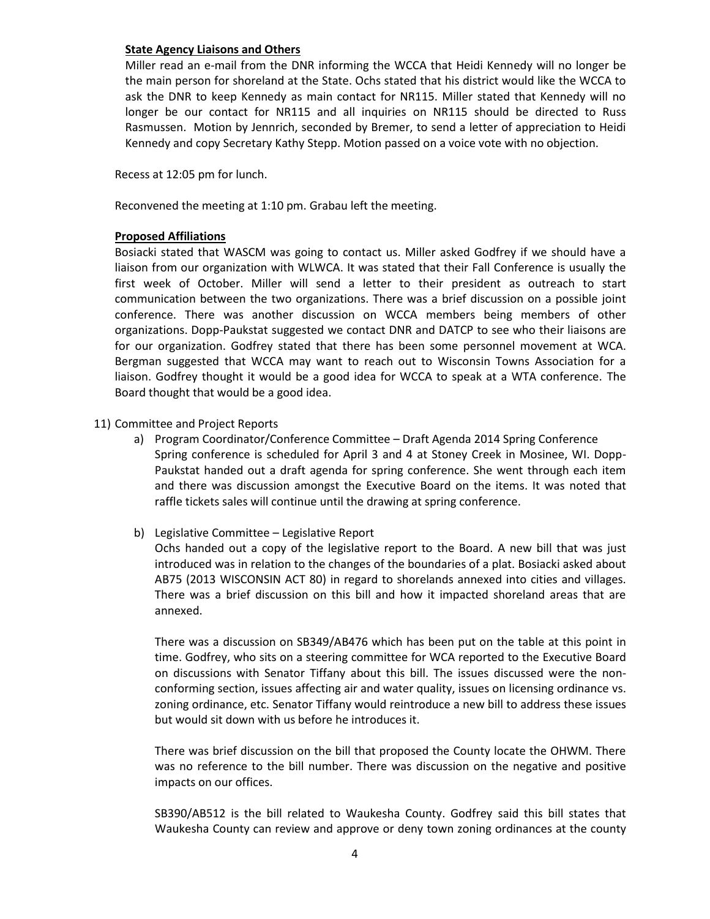**State Agency Liaisons and Others**

Miller read an e-mail from the DNR informing the WCCA that Heidi Kennedy will no longer be the main person for shoreland at the State. Ochs stated that his district would like the WCCA to ask the DNR to keep Kennedy as main contact for NR115. Miller stated that Kennedy will no longer be our contact for NR115 and all inquiries on NR115 should be directed to Russ Rasmussen. Motion by Jennrich, seconded by Bremer, to send a letter of appreciation to Heidi Kennedy and copy Secretary Kathy Stepp. Motion passed on a voice vote with no objection.

Recess at 12:05 pm for lunch.

Reconvened the meeting at 1:10 pm. Grabau left the meeting.

**Proposed Affiliations**

Bosiacki stated that WASCM was going to contact us. Miller asked Godfrey if we should have a liaison from our organization with WLWCA. It was stated that their Fall Conference is usually the first week of October. Miller will send a letter to their president as outreach to start communication between the two organizations. There was a brief discussion on a possible joint conference. There was another discussion on WCCA members being members of other organizations. Dopp-Paukstat suggested we contact DNR and DATCP to see who their liaisons are for our organization. Godfrey stated that there has been some personnel movement at WCA. Bergman suggested that WCCA may want to reach out to Wisconsin Towns Association for a liaison. Godfrey thought it would be a good idea for WCCA to speak at a WTA conference. The Board thought that would be a good idea.

11) Committee and Project Reports

a) Program Coordinator/Conference Committee – Draft Agenda 2014 Spring Conference
Spring conference is scheduled for April 3 and 4 at Stoney Creek in Mosinee, WI. Dopp-Paukstat handed out a draft agenda for spring conference. She went through each item and there was discussion amongst the Executive Board on the items. It was noted that raffle tickets sales will continue until the drawing at spring conference.

b) Legislative Committee – Legislative Report
Ochs handed out a copy of the legislative report to the Board. A new bill that was just introduced was in relation to the changes of the boundaries of a plat. Bosiacki asked about AB75 (2013 WISCONSIN ACT 80) in regard to shorelands annexed into cities and villages. There was a brief discussion on this bill and how it impacted shoreland areas that are annexed.

There was a discussion on SB349/AB476 which has been put on the table at this point in time. Godfrey, who sits on a steering committee for WCA reported to the Executive Board on discussions with Senator Tiffany about this bill. The issues discussed were the non-conforming section, issues affecting air and water quality, issues on licensing ordinance vs. zoning ordinance, etc. Senator Tiffany would reintroduce a new bill to address these issues but would sit down with us before he introduces it.

There was brief discussion on the bill that proposed the County locate the OHWM. There was no reference to the bill number. There was discussion on the negative and positive impacts on our offices.

SB390/AB512 is the bill related to Waukesha County. Godfrey said this bill states that Waukesha County can review and approve or deny town zoning ordinances at the county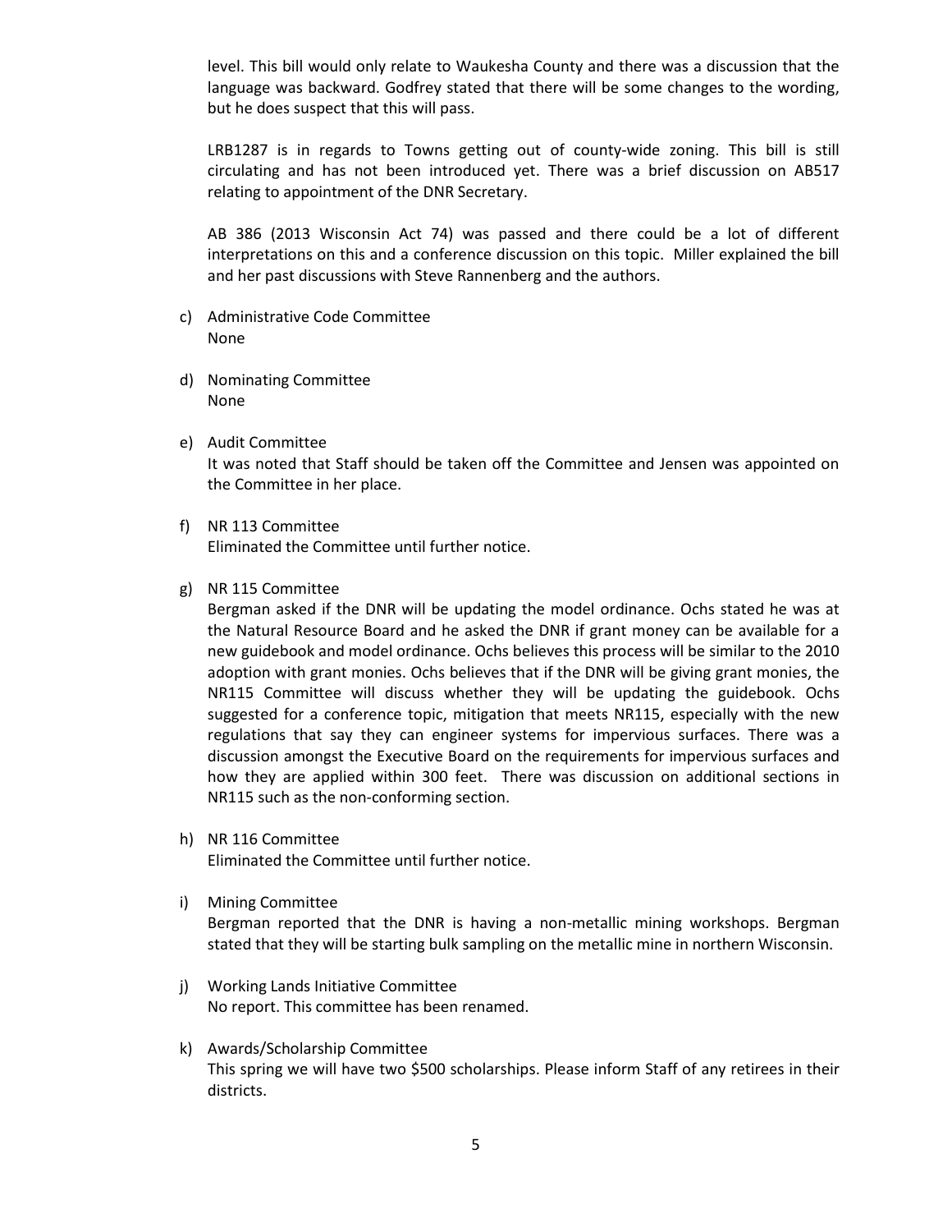level. This bill would only relate to Waukesha County and there was a discussion that the language was backward. Godfrey stated that there will be some changes to the wording, but he does suspect that this will pass.

LRB1287 is in regards to Towns getting out of county-wide zoning. This bill is still circulating and has not been introduced yet. There was a brief discussion on AB517 relating to appointment of the DNR Secretary.

AB 386 (2013 Wisconsin Act 74) was passed and there could be a lot of different interpretations on this and a conference discussion on this topic. Miller explained the bill and her past discussions with Steve Rannenberg and the authors.

c) Administrative Code Committee
   None

d) Nominating Committee
   None

e) Audit Committee
   It was noted that Staff should be taken off the Committee and Jensen was appointed on the Committee in her place.

f) NR 113 Committee
   Eliminated the Committee until further notice.

g) NR 115 Committee
   Bergman asked if the DNR will be updating the model ordinance. Ochs stated he was at the Natural Resource Board and he asked the DNR if grant money can be available for a new guidebook and model ordinance. Ochs believes this process will be similar to the 2010 adoption with grant monies. Ochs believes that if the DNR will be giving grant monies, the NR115 Committee will discuss whether they will be updating the guidebook. Ochs suggested for a conference topic, mitigation that meets NR115, especially with the new regulations that say they can engineer systems for impervious surfaces. There was a discussion amongst the Executive Board on the requirements for impervious surfaces and how they are applied within 300 feet. There was discussion on additional sections in NR115 such as the non-conforming section.

h) NR 116 Committee
   Eliminated the Committee until further notice.

i) Mining Committee
   Bergman reported that the DNR is having a non-metallic mining workshops. Bergman stated that they will be starting bulk sampling on the metallic mine in northern Wisconsin.

j) Working Lands Initiative Committee
   No report. This committee has been renamed.

k) Awards/Scholarship Committee
   This spring we will have two $500 scholarships. Please inform Staff of any retirees in their districts.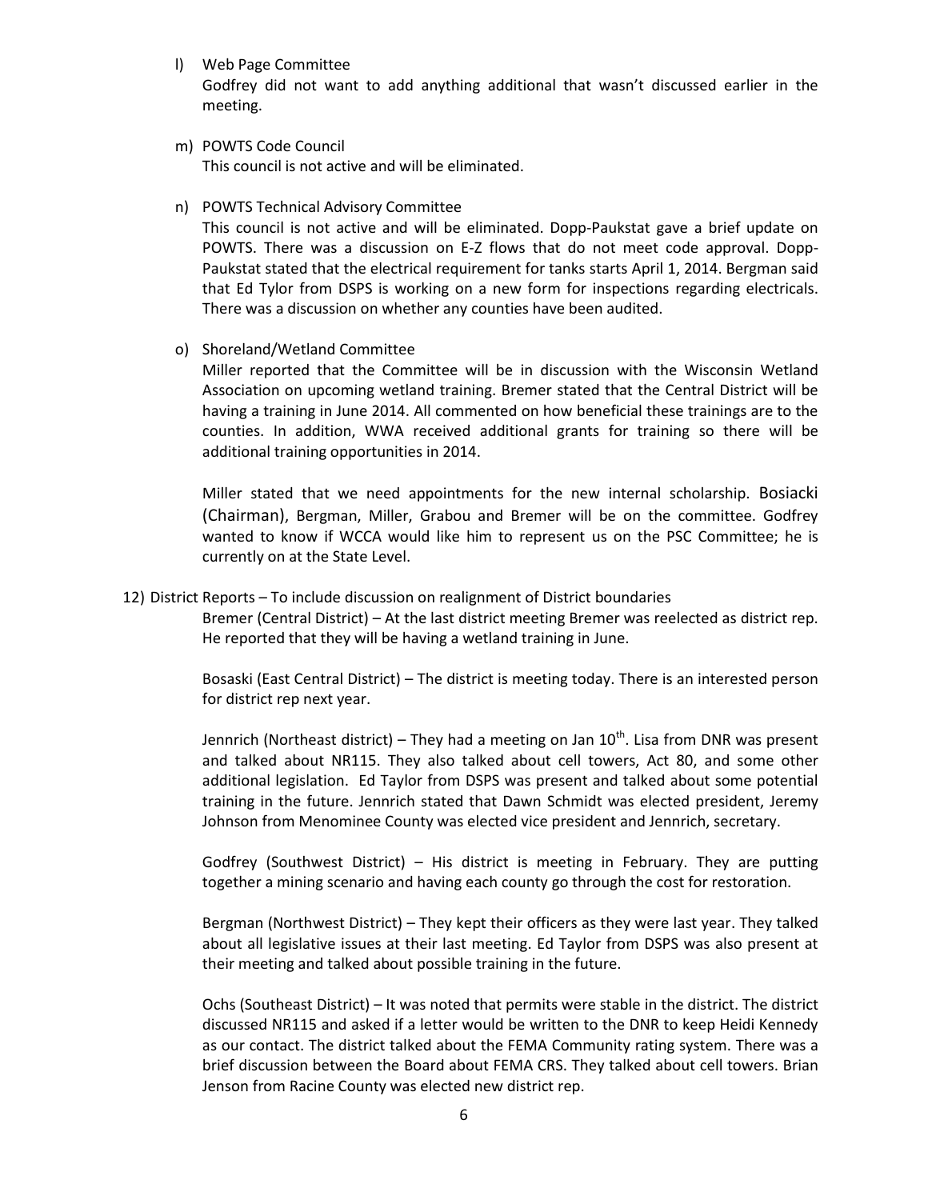l) Web Page Committee

   Godfrey did not want to add anything additional that wasn't discussed earlier in the meeting.

m) POWTS Code Council

   This council is not active and will be eliminated.

n) POWTS Technical Advisory Committee

   This council is not active and will be eliminated. Dopp-Paukstat gave a brief update on POWTS. There was a discussion on E-Z flows that do not meet code approval. Dopp-Paukstat stated that the electrical requirement for tanks starts April 1, 2014. Bergman said that Ed Tylor from DSPS is working on a new form for inspections regarding electricals. There was a discussion on whether any counties have been audited.

o) Shoreland/Wetland Committee

   Miller reported that the Committee will be in discussion with the Wisconsin Wetland Association on upcoming wetland training. Bremer stated that the Central District will be having a training in June 2014. All commented on how beneficial these trainings are to the counties. In addition, WWA received additional grants for training so there will be additional training opportunities in 2014.

   Miller stated that we need appointments for the new internal scholarship. Bosiacki (Chairman), Bergman, Miller, Grabou and Bremer will be on the committee. Godfrey wanted to know if WCCA would like him to represent us on the PSC Committee; he is currently on at the State Level.

12) District Reports – To include discussion on realignment of District boundaries

   Bremer (Central District) – At the last district meeting Bremer was reelected as district rep. He reported that they will be having a wetland training in June.

   Bosaski (East Central District) – The district is meeting today. There is an interested person for district rep next year.

   Jennrich (Northeast district) – They had a meeting on Jan 10th. Lisa from DNR was present and talked about NR115. They also talked about cell towers, Act 80, and some other additional legislation. Ed Taylor from DSPS was present and talked about some potential training in the future. Jennrich stated that Dawn Schmidt was elected president, Jeremy Johnson from Menominee County was elected vice president and Jennrich, secretary.

   Godfrey (Southwest District) – His district is meeting in February. They are putting together a mining scenario and having each county go through the cost for restoration.

   Bergman (Northwest District) – They kept their officers as they were last year. They talked about all legislative issues at their last meeting. Ed Taylor from DSPS was also present at their meeting and talked about possible training in the future.

   Ochs (Southeast District) – It was noted that permits were stable in the district. The district discussed NR115 and asked if a letter would be written to the DNR to keep Heidi Kennedy as our contact. The district talked about the FEMA Community rating system. There was a brief discussion between the Board about FEMA CRS. They talked about cell towers. Brian Jenson from Racine County was elected new district rep.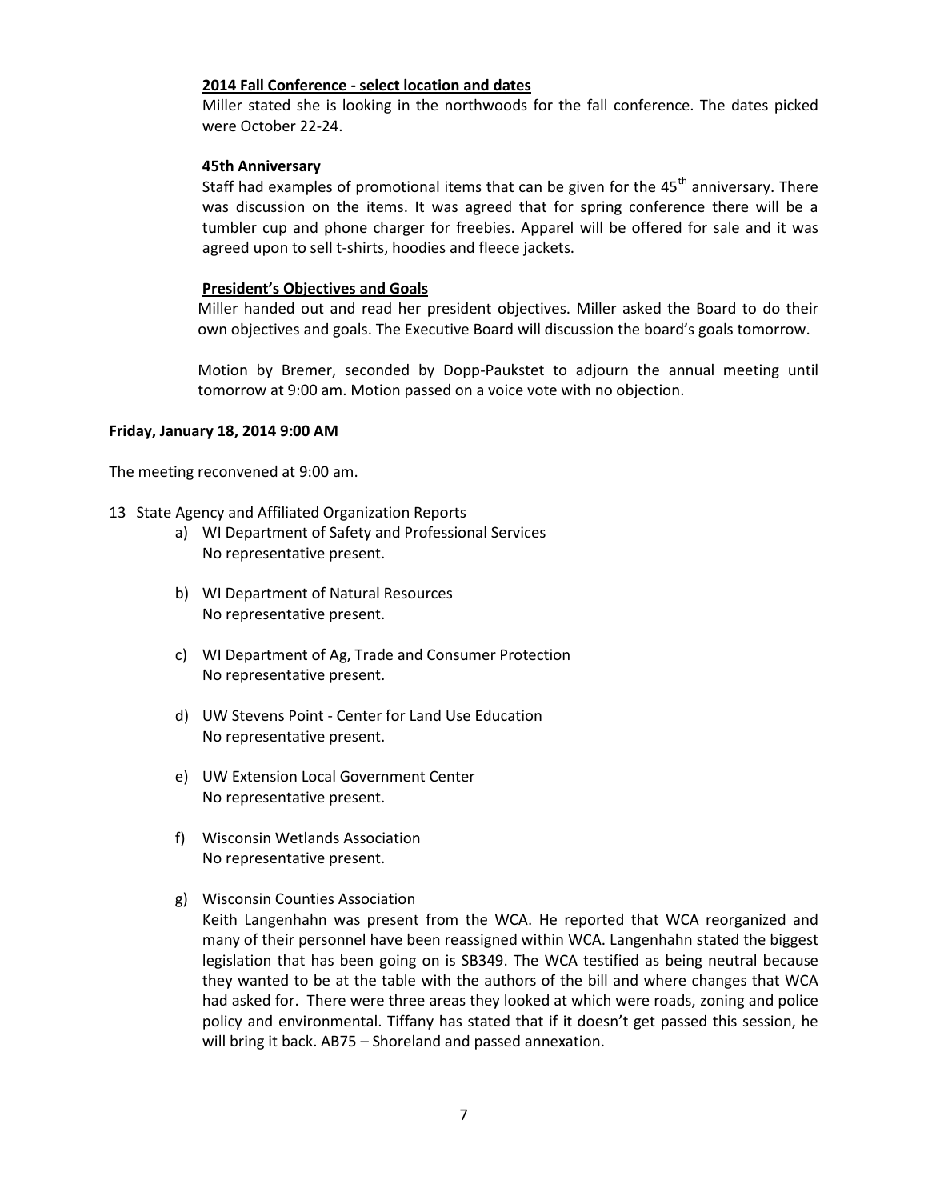**2014 Fall Conference - select location and dates**

Miller stated she is looking in the northwoods for the fall conference. The dates picked were October 22-24.

**45th Anniversary**

Staff had examples of promotional items that can be given for the 45th anniversary. There was discussion on the items. It was agreed that for spring conference there will be a tumbler cup and phone charger for freebies. Apparel will be offered for sale and it was agreed upon to sell t-shirts, hoodies and fleece jackets.

**President's Objectives and Goals**

Miller handed out and read her president objectives. Miller asked the Board to do their own objectives and goals. The Executive Board will discussion the board's goals tomorrow.

Motion by Bremer, seconded by Dopp-Paukstet to adjourn the annual meeting until tomorrow at 9:00 am. Motion passed on a voice vote with no objection.

**Friday, January 18, 2014 9:00 AM**

The meeting reconvened at 9:00 am.

13 State Agency and Affiliated Organization Reports

a) WI Department of Safety and Professional Services
No representative present.

b) WI Department of Natural Resources
No representative present.

c) WI Department of Ag, Trade and Consumer Protection
No representative present.

d) UW Stevens Point - Center for Land Use Education
No representative present.

e) UW Extension Local Government Center
No representative present.

f) Wisconsin Wetlands Association
No representative present.

g) Wisconsin Counties Association
Keith Langenhahn was present from the WCA. He reported that WCA reorganized and many of their personnel have been reassigned within WCA. Langenhahn stated the biggest legislation that has been going on is SB349. The WCA testified as being neutral because they wanted to be at the table with the authors of the bill and where changes that WCA had asked for. There were three areas they looked at which were roads, zoning and police policy and environmental. Tiffany has stated that if it doesn't get passed this session, he will bring it back. AB75 – Shoreland and passed annexation.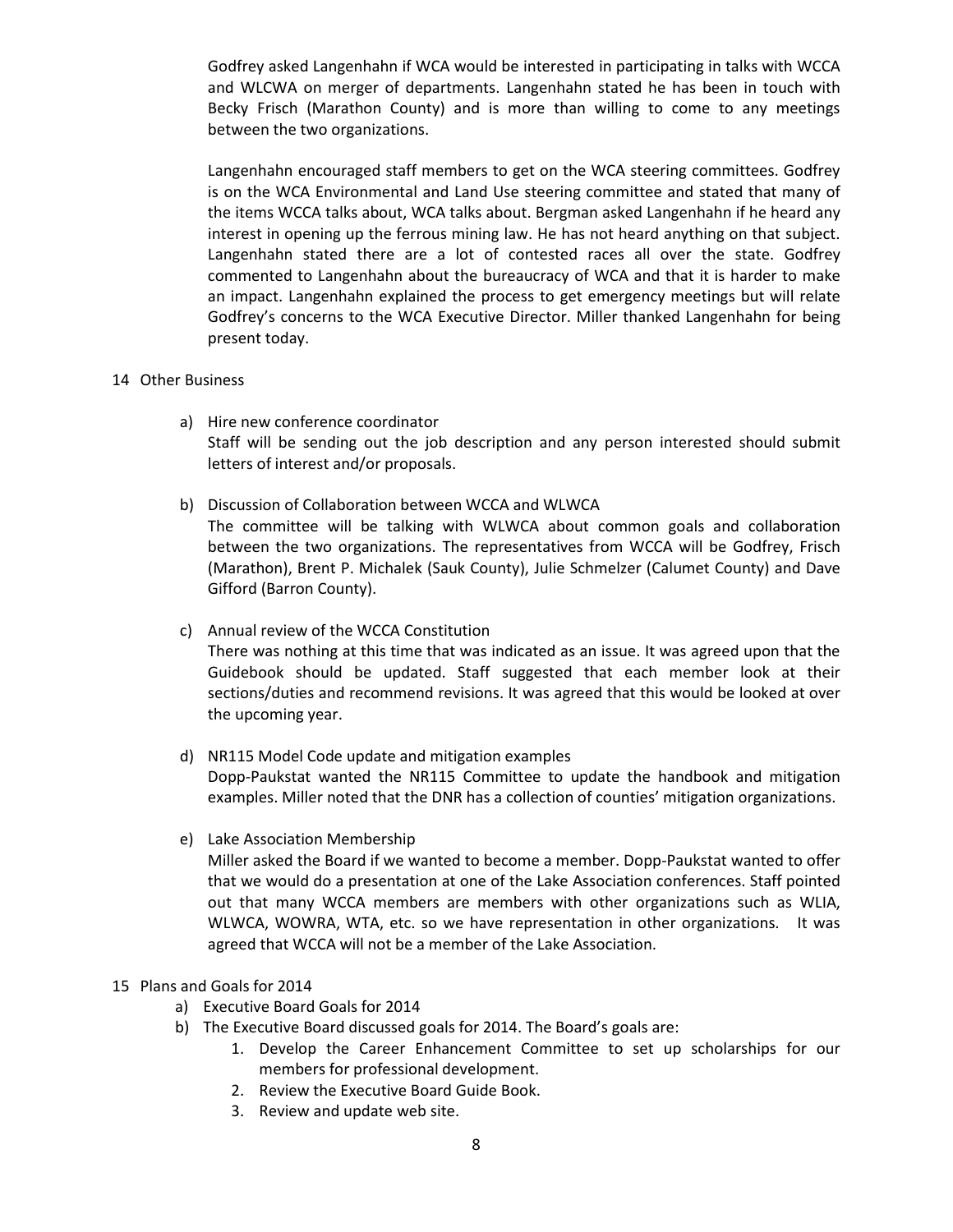Godfrey asked Langenhahn if WCA would be interested in participating in talks with WCCA and WLCWA on merger of departments. Langenhahn stated he has been in touch with Becky Frisch (Marathon County) and is more than willing to come to any meetings between the two organizations.

Langenhahn encouraged staff members to get on the WCA steering committees. Godfrey is on the WCA Environmental and Land Use steering committee and stated that many of the items WCCA talks about, WCA talks about. Bergman asked Langenhahn if he heard any interest in opening up the ferrous mining law. He has not heard anything on that subject. Langenhahn stated there are a lot of contested races all over the state. Godfrey commented to Langenhahn about the bureaucracy of WCA and that it is harder to make an impact. Langenhahn explained the process to get emergency meetings but will relate Godfrey's concerns to the WCA Executive Director. Miller thanked Langenhahn for being present today.

14 Other Business

a) Hire new conference coordinator
   Staff will be sending out the job description and any person interested should submit letters of interest and/or proposals.

b) Discussion of Collaboration between WCCA and WLWCA
   The committee will be talking with WLWCA about common goals and collaboration between the two organizations. The representatives from WCCA will be Godfrey, Frisch (Marathon), Brent P. Michalek (Sauk County), Julie Schmelzer (Calumet County) and Dave Gifford (Barron County).

c) Annual review of the WCCA Constitution
   There was nothing at this time that was indicated as an issue. It was agreed upon that the Guidebook should be updated. Staff suggested that each member look at their sections/duties and recommend revisions. It was agreed that this would be looked at over the upcoming year.

d) NR115 Model Code update and mitigation examples
   Dopp-Paukstat wanted the NR115 Committee to update the handbook and mitigation examples. Miller noted that the DNR has a collection of counties' mitigation organizations.

e) Lake Association Membership
   Miller asked the Board if we wanted to become a member. Dopp-Paukstat wanted to offer that we would do a presentation at one of the Lake Association conferences. Staff pointed out that many WCCA members are members with other organizations such as WLIA, WLWCA, WOWRA, WTA, etc. so we have representation in other organizations. It was agreed that WCCA will not be a member of the Lake Association.

15 Plans and Goals for 2014

a) Executive Board Goals for 2014
b) The Executive Board discussed goals for 2014. The Board's goals are:
   1. Develop the Career Enhancement Committee to set up scholarships for our members for professional development.
   2. Review the Executive Board Guide Book.
   3. Review and update web site.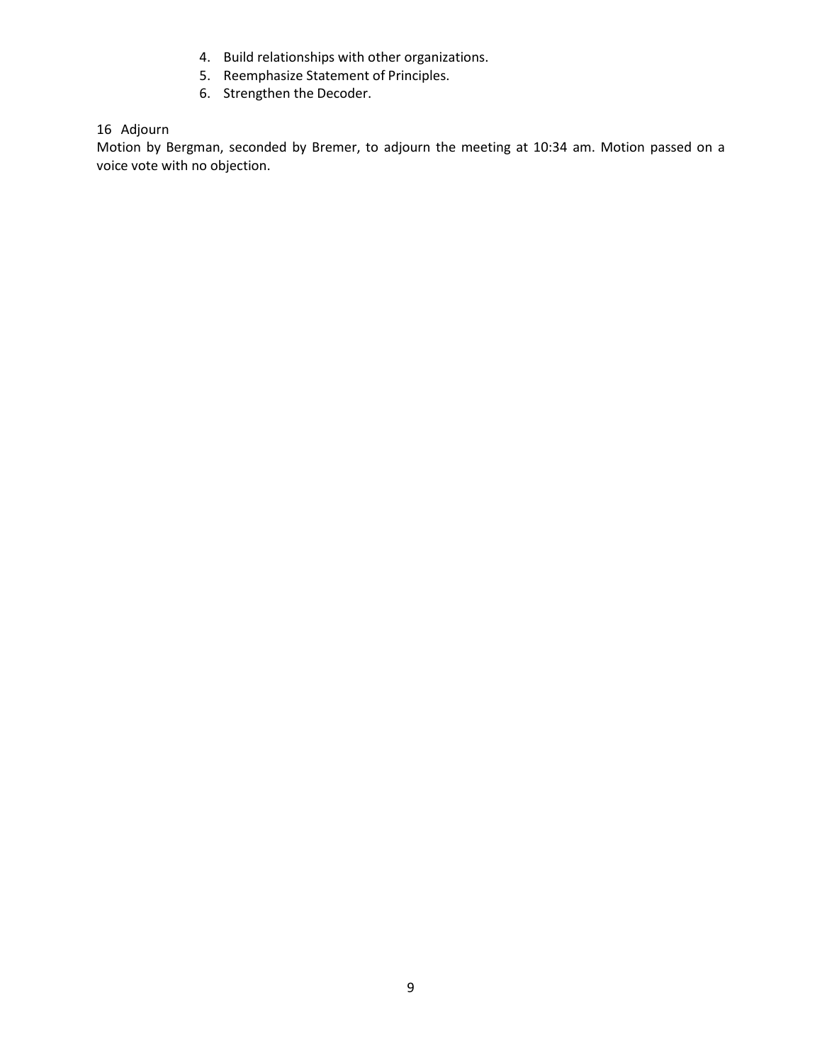4. Build relationships with other organizations.
5. Reemphasize Statement of Principles.
6. Strengthen the Decoder.

16 Adjourn

Motion by Bergman, seconded by Bremer, to adjourn the meeting at 10:34 am. Motion passed on a voice vote with no objection.